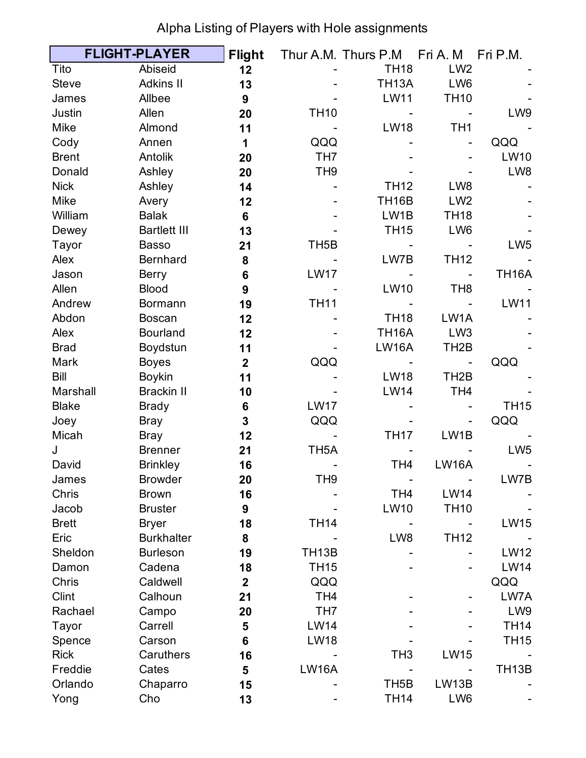# Alpha Listing of Players with Hole assignments

| FLIGHT-PLAYER | | Flight | Thur A.M. | Thurs P.M | Fri A. M | Fri P.M. |
|---|---|---|---|---|---|---|
| Tito | Abiseid | 12 | - | TH18 | LW2 | - |
| Steve | Adkins II | 13 | - | TH13A | LW6 | - |
| James | Allbee | 9 | - | LW11 | TH10 | - |
| Justin | Allen | 20 | TH10 | - | - | LW9 |
| Mike | Almond | 11 | - | LW18 | TH1 | - |
| Cody | Annen | 1 | QQQ | - | - | QQQ |
| Brent | Antolik | 20 | TH7 | - | - | LW10 |
| Donald | Ashley | 20 | TH9 | - | - | LW8 |
| Nick | Ashley | 14 | - | TH12 | LW8 | - |
| Mike | Avery | 12 | - | TH16B | LW2 | - |
| William | Balak | 6 | - | LW1B | TH18 | - |
| Dewey | Bartlett III | 13 | - | TH15 | LW6 | - |
| Tayor | Basso | 21 | TH5B | - | - | LW5 |
| Alex | Bernhard | 8 | - | LW7B | TH12 | - |
| Jason | Berry | 6 | LW17 | - | - | TH16A |
| Allen | Blood | 9 | - | LW10 | TH8 | - |
| Andrew | Bormann | 19 | TH11 | - | - | LW11 |
| Abdon | Boscan | 12 | - | TH18 | LW1A | - |
| Alex | Bourland | 12 | - | TH16A | LW3 | - |
| Brad | Boydstun | 11 | - | LW16A | TH2B | - |
| Mark | Boyes | 2 | QQQ | - | - | QQQ |
| Bill | Boykin | 11 | - | LW18 | TH2B | - |
| Marshall | Brackin II | 10 | - | LW14 | TH4 | - |
| Blake | Brady | 6 | LW17 | - | - | TH15 |
| Joey | Bray | 3 | QQQ | - | - | QQQ |
| Micah | Bray | 12 | - | TH17 | LW1B | - |
| J | Brenner | 21 | TH5A | - | - | LW5 |
| David | Brinkley | 16 | - | TH4 | LW16A | - |
| James | Browder | 20 | TH9 | - | - | LW7B |
| Chris | Brown | 16 | - | TH4 | LW14 | - |
| Jacob | Bruster | 9 | - | LW10 | TH10 | - |
| Brett | Bryer | 18 | TH14 | - | - | LW15 |
| Eric | Burkhalter | 8 | - | LW8 | TH12 | - |
| Sheldon | Burleson | 19 | TH13B | - | - | LW12 |
| Damon | Cadena | 18 | TH15 | - | - | LW14 |
| Chris | Caldwell | 2 | QQQ | | | QQQ |
| Clint | Calhoun | 21 | TH4 | - | - | LW7A |
| Rachael | Campo | 20 | TH7 | - | - | LW9 |
| Tayor | Carrell | 5 | LW14 | - | - | TH14 |
| Spence | Carson | 6 | LW18 | - | - | TH15 |
| Rick | Caruthers | 16 | - | TH3 | LW15 | - |
| Freddie | Cates | 5 | LW16A | - | - | TH13B |
| Orlando | Chaparro | 15 | - | TH5B | LW13B | - |
| Yong | Cho | 13 | - | TH14 | LW6 | - |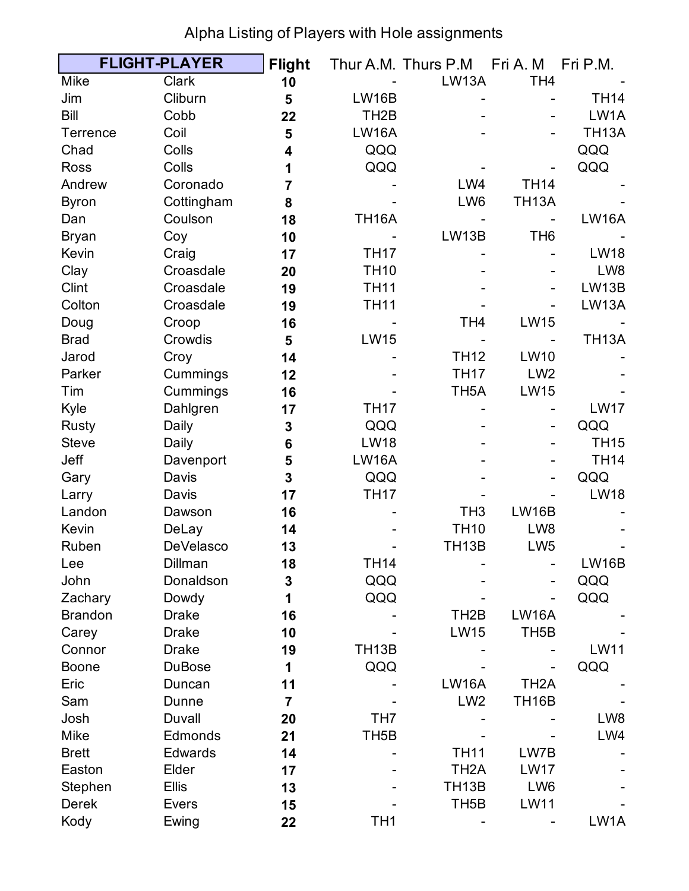Alpha Listing of Players with Hole assignments

| FLIGHT-PLAYER | | Flight | Thur A.M. | Thurs P.M | Fri A. M | Fri P.M. |
|---|---|---|---|---|---|---|
| Mike | Clark | 10 | - | LW13A | TH4 | - |
| Jim | Cliburn | 5 | LW16B | - | - | TH14 |
| Bill | Cobb | 22 | TH2B | - | - | LW1A |
| Terrence | Coil | 5 | LW16A | - | - | TH13A |
| Chad | Colls | 4 | QQQ | | | QQQ |
| Ross | Colls | 1 | QQQ | - | - | QQQ |
| Andrew | Coronado | 7 | - | LW4 | TH14 | - |
| Byron | Cottingham | 8 | - | LW6 | TH13A | - |
| Dan | Coulson | 18 | TH16A | - | - | LW16A |
| Bryan | Coy | 10 | - | LW13B | TH6 | - |
| Kevin | Craig | 17 | TH17 | - | - | LW18 |
| Clay | Croasdale | 20 | TH10 | - | - | LW8 |
| Clint | Croasdale | 19 | TH11 | - | - | LW13B |
| Colton | Croasdale | 19 | TH11 | - | - | LW13A |
| Doug | Croop | 16 | - | TH4 | LW15 | - |
| Brad | Crowdis | 5 | LW15 | - | - | TH13A |
| Jarod | Croy | 14 | - | TH12 | LW10 | - |
| Parker | Cummings | 12 | - | TH17 | LW2 | - |
| Tim | Cummings | 16 | - | TH5A | LW15 | - |
| Kyle | Dahlgren | 17 | TH17 | - | - | LW17 |
| Rusty | Daily | 3 | QQQ | - | - | QQQ |
| Steve | Daily | 6 | LW18 | - | - | TH15 |
| Jeff | Davenport | 5 | LW16A | - | - | TH14 |
| Gary | Davis | 3 | QQQ | - | - | QQQ |
| Larry | Davis | 17 | TH17 | - | - | LW18 |
| Landon | Dawson | 16 | - | TH3 | LW16B | - |
| Kevin | DeLay | 14 | - | TH10 | LW8 | - |
| Ruben | DeVelasco | 13 | - | TH13B | LW5 | - |
| Lee | Dillman | 18 | TH14 | - | - | LW16B |
| John | Donaldson | 3 | QQQ | - | - | QQQ |
| Zachary | Dowdy | 1 | QQQ | - | - | QQQ |
| Brandon | Drake | 16 | - | TH2B | LW16A | - |
| Carey | Drake | 10 | - | LW15 | TH5B | - |
| Connor | Drake | 19 | TH13B | - | - | LW11 |
| Boone | DuBose | 1 | QQQ | - | - | QQQ |
| Eric | Duncan | 11 | - | LW16A | TH2A | - |
| Sam | Dunne | 7 | - | LW2 | TH16B | - |
| Josh | Duvall | 20 | TH7 | - | - | LW8 |
| Mike | Edmonds | 21 | TH5B | - | - | LW4 |
| Brett | Edwards | 14 | - | TH11 | LW7B | - |
| Easton | Elder | 17 | - | TH2A | LW17 | - |
| Stephen | Ellis | 13 | - | TH13B | LW6 | - |
| Derek | Evers | 15 | - | TH5B | LW11 | - |
| Kody | Ewing | 22 | TH1 | - | - | LW1A |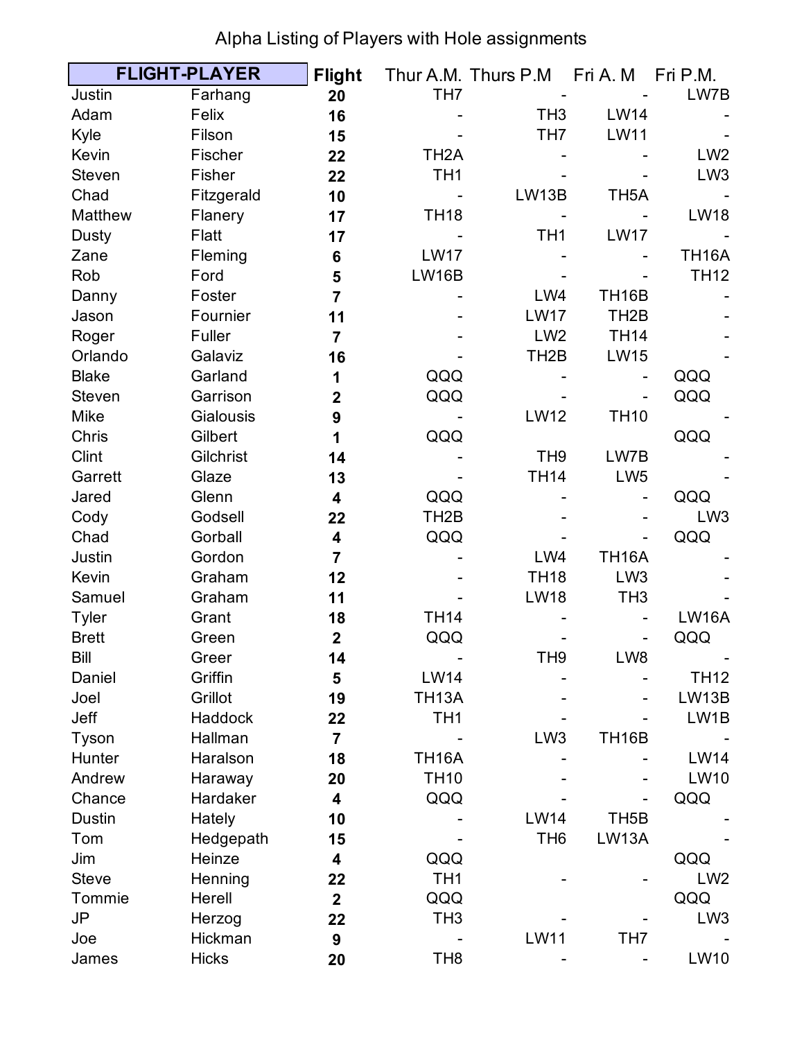Alpha Listing of Players with Hole assignments

| FLIGHT-PLAYER | | Flight | Thur A.M. | Thurs P.M | Fri A. M | Fri P.M. |
|---|---|---|---|---|---|---|
| Justin | Farhang | 20 | TH7 | - | - | LW7B |
| Adam | Felix | 16 | - | TH3 | LW14 | - |
| Kyle | Filson | 15 | - | TH7 | LW11 | - |
| Kevin | Fischer | 22 | TH2A | - | - | LW2 |
| Steven | Fisher | 22 | TH1 | - | - | LW3 |
| Chad | Fitzgerald | 10 | - | LW13B | TH5A | - |
| Matthew | Flanery | 17 | TH18 | - | - | LW18 |
| Dusty | Flatt | 17 | - | TH1 | LW17 | - |
| Zane | Fleming | 6 | LW17 | - | - | TH16A |
| Rob | Ford | 5 | LW16B | - | - | TH12 |
| Danny | Foster | 7 | - | LW4 | TH16B | - |
| Jason | Fournier | 11 | - | LW17 | TH2B | - |
| Roger | Fuller | 7 | - | LW2 | TH14 | - |
| Orlando | Galaviz | 16 | - | TH2B | LW15 | - |
| Blake | Garland | 1 | QQQ | - | - | QQQ |
| Steven | Garrison | 2 | QQQ | - | - | QQQ |
| Mike | Gialousis | 9 | - | LW12 | TH10 | - |
| Chris | Gilbert | 1 | QQQ | | | QQQ |
| Clint | Gilchrist | 14 | - | TH9 | LW7B | - |
| Garrett | Glaze | 13 | - | TH14 | LW5 | - |
| Jared | Glenn | 4 | QQQ | - | - | QQQ |
| Cody | Godsell | 22 | TH2B | - | - | LW3 |
| Chad | Gorball | 4 | QQQ | - | - | QQQ |
| Justin | Gordon | 7 | - | LW4 | TH16A | - |
| Kevin | Graham | 12 | - | TH18 | LW3 | - |
| Samuel | Graham | 11 | - | LW18 | TH3 | - |
| Tyler | Grant | 18 | TH14 | - | - | LW16A |
| Brett | Green | 2 | QQQ | - | - | QQQ |
| Bill | Greer | 14 | - | TH9 | LW8 | - |
| Daniel | Griffin | 5 | LW14 | - | - | TH12 |
| Joel | Grillot | 19 | TH13A | - | - | LW13B |
| Jeff | Haddock | 22 | TH1 | - | - | LW1B |
| Tyson | Hallman | 7 | - | LW3 | TH16B | - |
| Hunter | Haralson | 18 | TH16A | - | - | LW14 |
| Andrew | Haraway | 20 | TH10 | - | - | LW10 |
| Chance | Hardaker | 4 | QQQ | - | - | QQQ |
| Dustin | Hately | 10 | - | LW14 | TH5B | - |
| Tom | Hedgepath | 15 | - | TH6 | LW13A | - |
| Jim | Heinze | 4 | QQQ | | | QQQ |
| Steve | Henning | 22 | TH1 | - | - | LW2 |
| Tommie | Herell | 2 | QQQ | | | QQQ |
| JP | Herzog | 22 | TH3 | - | - | LW3 |
| Joe | Hickman | 9 | - | LW11 | TH7 | - |
| James | Hicks | 20 | TH8 | - | - | LW10 |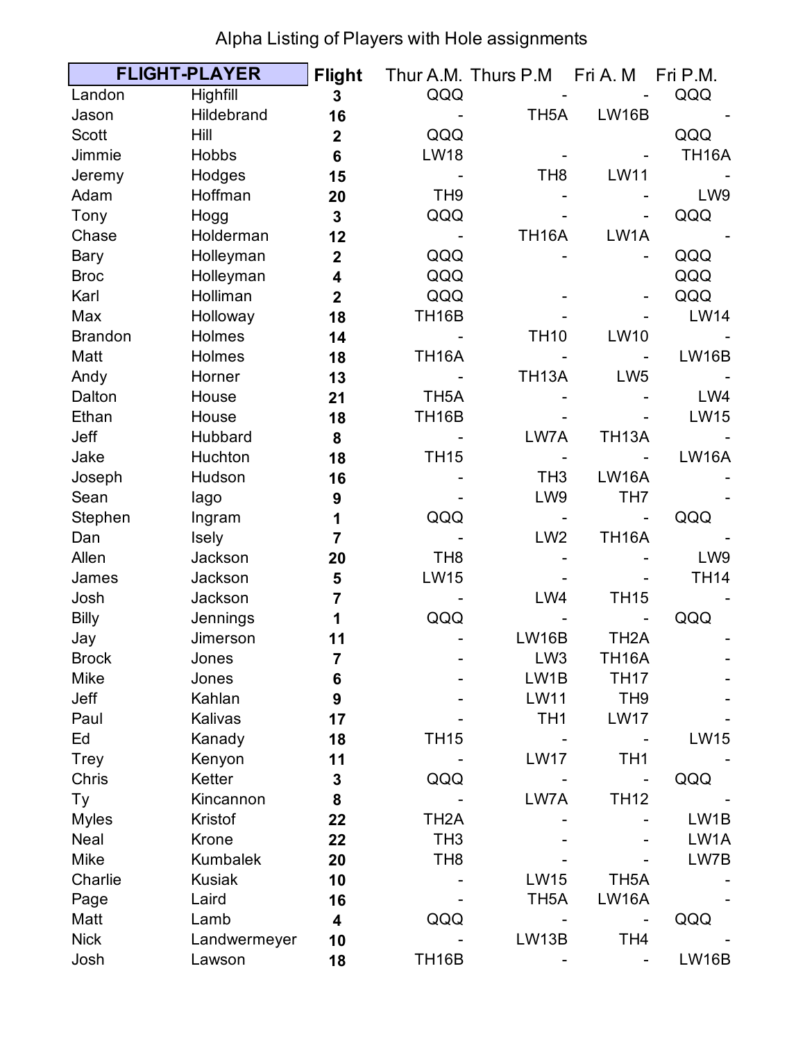Alpha Listing of Players with Hole assignments

| FLIGHT-PLAYER | | Flight | Thur A.M. | Thurs P.M | Fri A. M | Fri P.M. |
|---|---|---|---|---|---|---|
| Landon | Highfill | 3 | QQQ | - | - | QQQ |
| Jason | Hildebrand | 16 | - | TH5A | LW16B | - |
| Scott | Hill | 2 | QQQ | | | QQQ |
| Jimmie | Hobbs | 6 | LW18 | - | - | TH16A |
| Jeremy | Hodges | 15 | - | TH8 | LW11 | - |
| Adam | Hoffman | 20 | TH9 | - | - | LW9 |
| Tony | Hogg | 3 | QQQ | - | - | QQQ |
| Chase | Holderman | 12 | - | TH16A | LW1A | - |
| Bary | Holleyman | 2 | QQQ | - | - | QQQ |
| Broc | Holleyman | 4 | QQQ | | | QQQ |
| Karl | Holliman | 2 | QQQ | - | - | QQQ |
| Max | Holloway | 18 | TH16B | - | - | LW14 |
| Brandon | Holmes | 14 | - | TH10 | LW10 | - |
| Matt | Holmes | 18 | TH16A | - | - | LW16B |
| Andy | Horner | 13 | - | TH13A | LW5 | - |
| Dalton | House | 21 | TH5A | - | - | LW4 |
| Ethan | House | 18 | TH16B | - | - | LW15 |
| Jeff | Hubbard | 8 | - | LW7A | TH13A | - |
| Jake | Huchton | 18 | TH15 | - | - | LW16A |
| Joseph | Hudson | 16 | - | TH3 | LW16A | - |
| Sean | Iago | 9 | - | LW9 | TH7 | - |
| Stephen | Ingram | 1 | QQQ | - | - | QQQ |
| Dan | Isely | 7 | - | LW2 | TH16A | - |
| Allen | Jackson | 20 | TH8 | - | - | LW9 |
| James | Jackson | 5 | LW15 | - | - | TH14 |
| Josh | Jackson | 7 | - | LW4 | TH15 | - |
| Billy | Jennings | 1 | QQQ | - | - | QQQ |
| Jay | Jimerson | 11 | - | LW16B | TH2A | - |
| Brock | Jones | 7 | - | LW3 | TH16A | - |
| Mike | Jones | 6 | - | LW1B | TH17 | - |
| Jeff | Kahlan | 9 | - | LW11 | TH9 | - |
| Paul | Kalivas | 17 | - | TH1 | LW17 | - |
| Ed | Kanady | 18 | TH15 | - | - | LW15 |
| Trey | Kenyon | 11 | - | LW17 | TH1 | - |
| Chris | Ketter | 3 | QQQ | - | - | QQQ |
| Ty | Kincannon | 8 | - | LW7A | TH12 | - |
| Myles | Kristof | 22 | TH2A | - | - | LW1B |
| Neal | Krone | 22 | TH3 | - | - | LW1A |
| Mike | Kumbalek | 20 | TH8 | - | - | LW7B |
| Charlie | Kusiak | 10 | - | LW15 | TH5A | - |
| Page | Laird | 16 | - | TH5A | LW16A | - |
| Matt | Lamb | 4 | QQQ | - | - | QQQ |
| Nick | Landwermeyer | 10 | - | LW13B | TH4 | - |
| Josh | Lawson | 18 | TH16B | - | - | LW16B |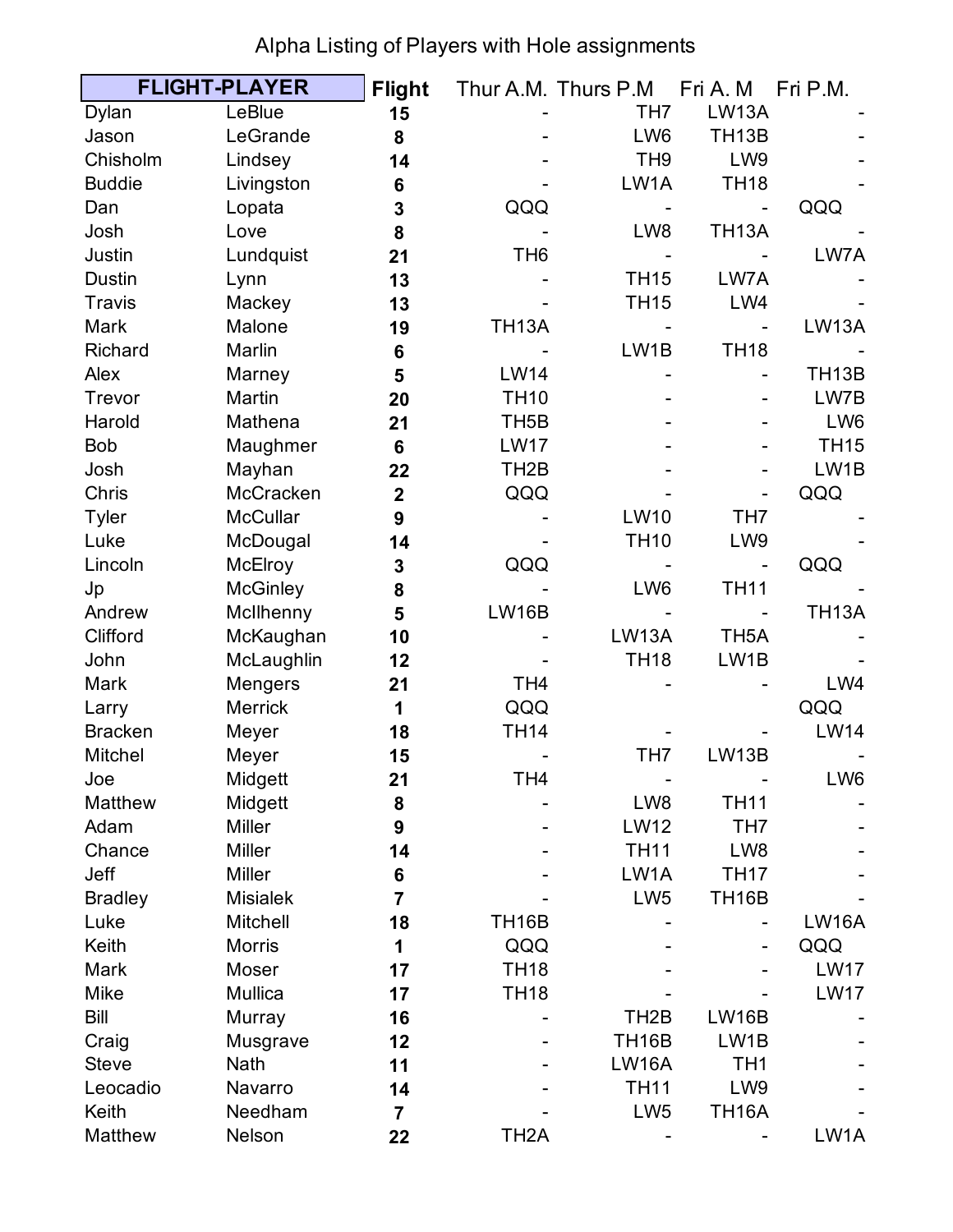Alpha Listing of Players with Hole assignments

| FLIGHT-PLAYER | | Flight | Thur A.M. | Thurs P.M | Fri A. M | Fri P.M. |
|---|---|---|---|---|---|---|
| Dylan | LeBlue | 15 | - | TH7 | LW13A | - |
| Jason | LeGrande | 8 | - | LW6 | TH13B | - |
| Chisholm | Lindsey | 14 | - | TH9 | LW9 | - |
| Buddie | Livingston | 6 | - | LW1A | TH18 | - |
| Dan | Lopata | 3 | QQQ | - | - | QQQ |
| Josh | Love | 8 | - | LW8 | TH13A | - |
| Justin | Lundquist | 21 | TH6 | - | - | LW7A |
| Dustin | Lynn | 13 | - | TH15 | LW7A | - |
| Travis | Mackey | 13 | - | TH15 | LW4 | - |
| Mark | Malone | 19 | TH13A | - | - | LW13A |
| Richard | Marlin | 6 | - | LW1B | TH18 | - |
| Alex | Marney | 5 | LW14 | - | - | TH13B |
| Trevor | Martin | 20 | TH10 | - | - | LW7B |
| Harold | Mathena | 21 | TH5B | - | - | LW6 |
| Bob | Maughmer | 6 | LW17 | - | - | TH15 |
| Josh | Mayhan | 22 | TH2B | - | - | LW1B |
| Chris | McCracken | 2 | QQQ | - | - | QQQ |
| Tyler | McCullar | 9 | - | LW10 | TH7 | - |
| Luke | McDougal | 14 | - | TH10 | LW9 | - |
| Lincoln | McElroy | 3 | QQQ | - | - | QQQ |
| Jp | McGinley | 8 | - | LW6 | TH11 | - |
| Andrew | McIlhenny | 5 | LW16B | - | - | TH13A |
| Clifford | McKaughan | 10 | - | LW13A | TH5A | - |
| John | McLaughlin | 12 | - | TH18 | LW1B | - |
| Mark | Mengers | 21 | TH4 | - | - | LW4 |
| Larry | Merrick | 1 | QQQ | | | QQQ |
| Bracken | Meyer | 18 | TH14 | - | - | LW14 |
| Mitchel | Meyer | 15 | - | TH7 | LW13B | - |
| Joe | Midgett | 21 | TH4 | - | - | LW6 |
| Matthew | Midgett | 8 | - | LW8 | TH11 | - |
| Adam | Miller | 9 | - | LW12 | TH7 | - |
| Chance | Miller | 14 | - | TH11 | LW8 | - |
| Jeff | Miller | 6 | - | LW1A | TH17 | - |
| Bradley | Misialek | 7 | - | LW5 | TH16B | - |
| Luke | Mitchell | 18 | TH16B | - | - | LW16A |
| Keith | Morris | 1 | QQQ | - | - | QQQ |
| Mark | Moser | 17 | TH18 | - | - | LW17 |
| Mike | Mullica | 17 | TH18 | - | - | LW17 |
| Bill | Murray | 16 | - | TH2B | LW16B | - |
| Craig | Musgrave | 12 | - | TH16B | LW1B | - |
| Steve | Nath | 11 | - | LW16A | TH1 | - |
| Leocadio | Navarro | 14 | - | TH11 | LW9 | - |
| Keith | Needham | 7 | - | LW5 | TH16A | - |
| Matthew | Nelson | 22 | TH2A | - | - | LW1A |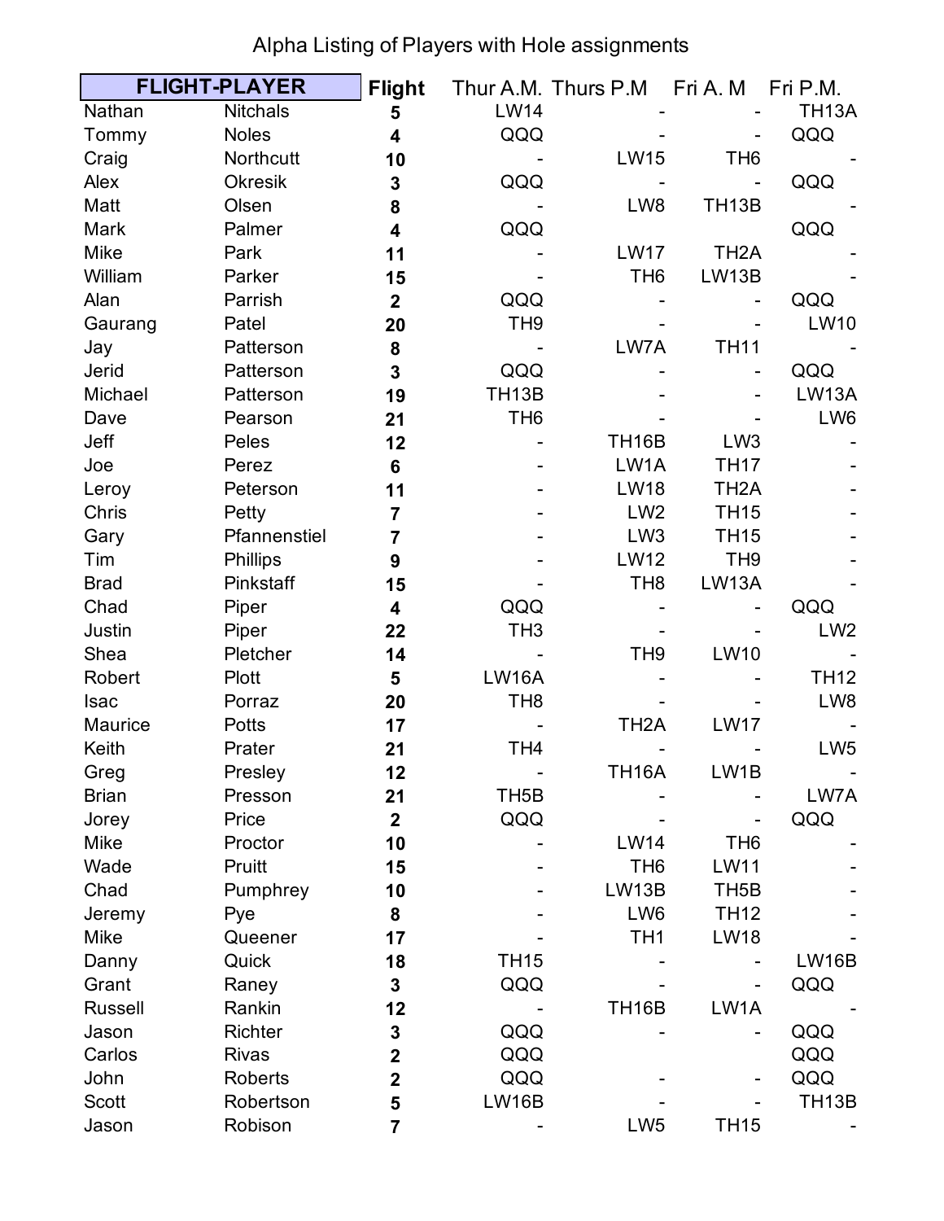Alpha Listing of Players with Hole assignments

| FLIGHT-PLAYER | | Flight | Thur A.M. | Thurs P.M | Fri A. M | Fri P.M. |
|---|---|---|---|---|---|---|
| Nathan | Nitchals | **5** | LW14 | - | - | TH13A |
| Tommy | Noles | **4** | QQQ | - | - | QQQ |
| Craig | Northcutt | **10** | - | LW15 | TH6 | - |
| Alex | Okresik | **3** | QQQ | - | - | QQQ |
| Matt | Olsen | **8** | - | LW8 | TH13B | - |
| Mark | Palmer | **4** | QQQ | | | QQQ |
| Mike | Park | **11** | - | LW17 | TH2A | - |
| William | Parker | **15** | - | TH6 | LW13B | - |
| Alan | Parrish | **2** | QQQ | - | - | QQQ |
| Gaurang | Patel | **20** | TH9 | - | - | LW10 |
| Jay | Patterson | **8** | - | LW7A | TH11 | - |
| Jerid | Patterson | **3** | QQQ | - | - | QQQ |
| Michael | Patterson | **19** | TH13B | - | - | LW13A |
| Dave | Pearson | **21** | TH6 | - | - | LW6 |
| Jeff | Peles | **12** | - | TH16B | LW3 | - |
| Joe | Perez | **6** | - | LW1A | TH17 | - |
| Leroy | Peterson | **11** | - | LW18 | TH2A | - |
| Chris | Petty | **7** | - | LW2 | TH15 | - |
| Gary | Pfannenstiel | **7** | - | LW3 | TH15 | - |
| Tim | Phillips | **9** | - | LW12 | TH9 | - |
| Brad | Pinkstaff | **15** | - | TH8 | LW13A | - |
| Chad | Piper | **4** | QQQ | - | - | QQQ |
| Justin | Piper | **22** | TH3 | - | - | LW2 |
| Shea | Pletcher | **14** | - | TH9 | LW10 | - |
| Robert | Plott | **5** | LW16A | - | - | TH12 |
| Isac | Porraz | **20** | TH8 | - | - | LW8 |
| Maurice | Potts | **17** | - | TH2A | LW17 | - |
| Keith | Prater | **21** | TH4 | - | - | LW5 |
| Greg | Presley | **12** | - | TH16A | LW1B | - |
| Brian | Presson | **21** | TH5B | - | - | LW7A |
| Jorey | Price | **2** | QQQ | - | - | QQQ |
| Mike | Proctor | **10** | - | LW14 | TH6 | - |
| Wade | Pruitt | **15** | - | TH6 | LW11 | - |
| Chad | Pumphrey | **10** | - | LW13B | TH5B | - |
| Jeremy | Pye | **8** | - | LW6 | TH12 | - |
| Mike | Queener | **17** | - | TH1 | LW18 | - |
| Danny | Quick | **18** | TH15 | - | - | LW16B |
| Grant | Raney | **3** | QQQ | - | - | QQQ |
| Russell | Rankin | **12** | - | TH16B | LW1A | - |
| Jason | Richter | **3** | QQQ | - | - | QQQ |
| Carlos | Rivas | **2** | QQQ | | | QQQ |
| John | Roberts | **2** | QQQ | - | - | QQQ |
| Scott | Robertson | **5** | LW16B | - | - | TH13B |
| Jason | Robison | **7** | - | LW5 | TH15 | - |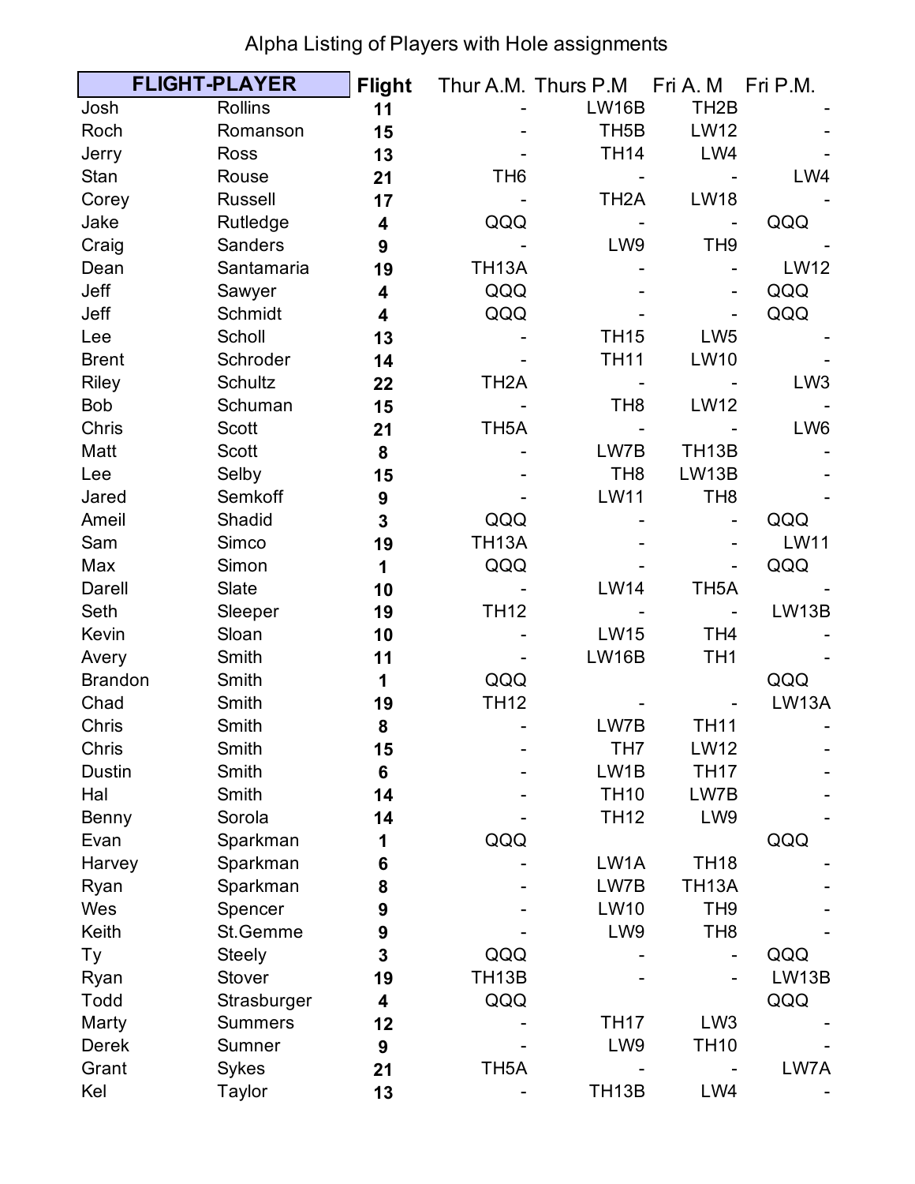Alpha Listing of Players with Hole assignments

| FLIGHT-PLAYER | | Flight | Thur A.M. | Thurs P.M | Fri A. M | Fri P.M. |
|---|---|---|---|---|---|---|
| Josh | Rollins | 11 | - | LW16B | TH2B | - |
| Roch | Romanson | 15 | - | TH5B | LW12 | - |
| Jerry | Ross | 13 | - | TH14 | LW4 | - |
| Stan | Rouse | 21 | TH6 | - | - | LW4 |
| Corey | Russell | 17 | - | TH2A | LW18 | - |
| Jake | Rutledge | 4 | QQQ | - | - | QQQ |
| Craig | Sanders | 9 | - | LW9 | TH9 | - |
| Dean | Santamaria | 19 | TH13A | - | - | LW12 |
| Jeff | Sawyer | 4 | QQQ | - | - | QQQ |
| Jeff | Schmidt | 4 | QQQ | - | - | QQQ |
| Lee | Scholl | 13 | - | TH15 | LW5 | - |
| Brent | Schroder | 14 | - | TH11 | LW10 | - |
| Riley | Schultz | 22 | TH2A | - | - | LW3 |
| Bob | Schuman | 15 | - | TH8 | LW12 | - |
| Chris | Scott | 21 | TH5A | - | - | LW6 |
| Matt | Scott | 8 | - | LW7B | TH13B | - |
| Lee | Selby | 15 | - | TH8 | LW13B | - |
| Jared | Semkoff | 9 | - | LW11 | TH8 | - |
| Ameil | Shadid | 3 | QQQ | - | - | QQQ |
| Sam | Simco | 19 | TH13A | - | - | LW11 |
| Max | Simon | 1 | QQQ | - | - | QQQ |
| Darell | Slate | 10 | - | LW14 | TH5A | - |
| Seth | Sleeper | 19 | TH12 | - | - | LW13B |
| Kevin | Sloan | 10 | - | LW15 | TH4 | - |
| Avery | Smith | 11 | - | LW16B | TH1 | - |
| Brandon | Smith | 1 | QQQ | | | QQQ |
| Chad | Smith | 19 | TH12 | - | - | LW13A |
| Chris | Smith | 8 | - | LW7B | TH11 | - |
| Chris | Smith | 15 | - | TH7 | LW12 | - |
| Dustin | Smith | 6 | - | LW1B | TH17 | - |
| Hal | Smith | 14 | - | TH10 | LW7B | - |
| Benny | Sorola | 14 | - | TH12 | LW9 | - |
| Evan | Sparkman | 1 | QQQ | | | QQQ |
| Harvey | Sparkman | 6 | - | LW1A | TH18 | - |
| Ryan | Sparkman | 8 | - | LW7B | TH13A | - |
| Wes | Spencer | 9 | - | LW10 | TH9 | - |
| Keith | St.Gemme | 9 | - | LW9 | TH8 | - |
| Ty | Steely | 3 | QQQ | - | - | QQQ |
| Ryan | Stover | 19 | TH13B | - | - | LW13B |
| Todd | Strasburger | 4 | QQQ | | | QQQ |
| Marty | Summers | 12 | - | TH17 | LW3 | - |
| Derek | Sumner | 9 | - | LW9 | TH10 | - |
| Grant | Sykes | 21 | TH5A | - | - | LW7A |
| Kel | Taylor | 13 | - | TH13B | LW4 | - |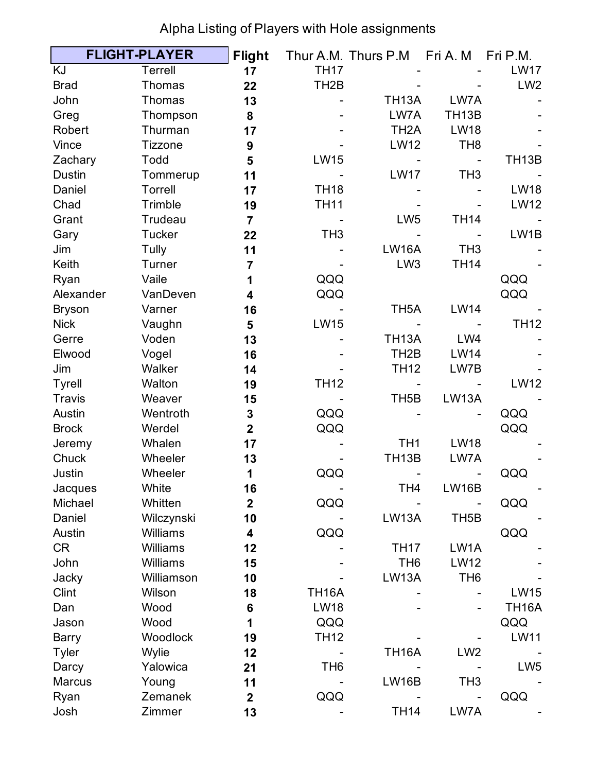Alpha Listing of Players with Hole assignments

| FLIGHT-PLAYER | | Flight | Thur A.M. | Thurs P.M | Fri A. M | Fri P.M. |
|---|---|---|---|---|---|---|
| KJ | Terrell | 17 | TH17 | - | - | LW17 |
| Brad | Thomas | 22 | TH2B | - | - | LW2 |
| John | Thomas | 13 | - | TH13A | LW7A | - |
| Greg | Thompson | 8 | - | LW7A | TH13B | - |
| Robert | Thurman | 17 | - | TH2A | LW18 | - |
| Vince | Tizzone | 9 | - | LW12 | TH8 | - |
| Zachary | Todd | 5 | LW15 | - | - | TH13B |
| Dustin | Tommerup | 11 | - | LW17 | TH3 | - |
| Daniel | Torrell | 17 | TH18 | - | - | LW18 |
| Chad | Trimble | 19 | TH11 | - | - | LW12 |
| Grant | Trudeau | 7 | - | LW5 | TH14 | - |
| Gary | Tucker | 22 | TH3 | - | - | LW1B |
| Jim | Tully | 11 | - | LW16A | TH3 | - |
| Keith | Turner | 7 | - | LW3 | TH14 | - |
| Ryan | Vaile | 1 | QQQ | | | QQQ |
| Alexander | VanDeven | 4 | QQQ | | | QQQ |
| Bryson | Varner | 16 | - | TH5A | LW14 | - |
| Nick | Vaughn | 5 | LW15 | - | - | TH12 |
| Gerre | Voden | 13 | - | TH13A | LW4 | - |
| Elwood | Vogel | 16 | - | TH2B | LW14 | - |
| Jim | Walker | 14 | - | TH12 | LW7B | - |
| Tyrell | Walton | 19 | TH12 | - | - | LW12 |
| Travis | Weaver | 15 | - | TH5B | LW13A | - |
| Austin | Wentroth | 3 | QQQ | - | - | QQQ |
| Brock | Werdel | 2 | QQQ | | | QQQ |
| Jeremy | Whalen | 17 | - | TH1 | LW18 | - |
| Chuck | Wheeler | 13 | - | TH13B | LW7A | - |
| Justin | Wheeler | 1 | QQQ | - | - | QQQ |
| Jacques | White | 16 | - | TH4 | LW16B | - |
| Michael | Whitten | 2 | QQQ | - | - | QQQ |
| Daniel | Wilczynski | 10 | - | LW13A | TH5B | - |
| Austin | Williams | 4 | QQQ | | | QQQ |
| CR | Williams | 12 | - | TH17 | LW1A | - |
| John | Williams | 15 | - | TH6 | LW12 | - |
| Jacky | Williamson | 10 | - | LW13A | TH6 | - |
| Clint | Wilson | 18 | TH16A | - | - | LW15 |
| Dan | Wood | 6 | LW18 | - | - | TH16A |
| Jason | Wood | 1 | QQQ | | | QQQ |
| Barry | Woodlock | 19 | TH12 | - | - | LW11 |
| Tyler | Wylie | 12 | - | TH16A | LW2 | - |
| Darcy | Yalowica | 21 | TH6 | - | - | LW5 |
| Marcus | Young | 11 | - | LW16B | TH3 | - |
| Ryan | Zemanek | 2 | QQQ | - | - | QQQ |
| Josh | Zimmer | 13 | - | TH14 | LW7A | - |